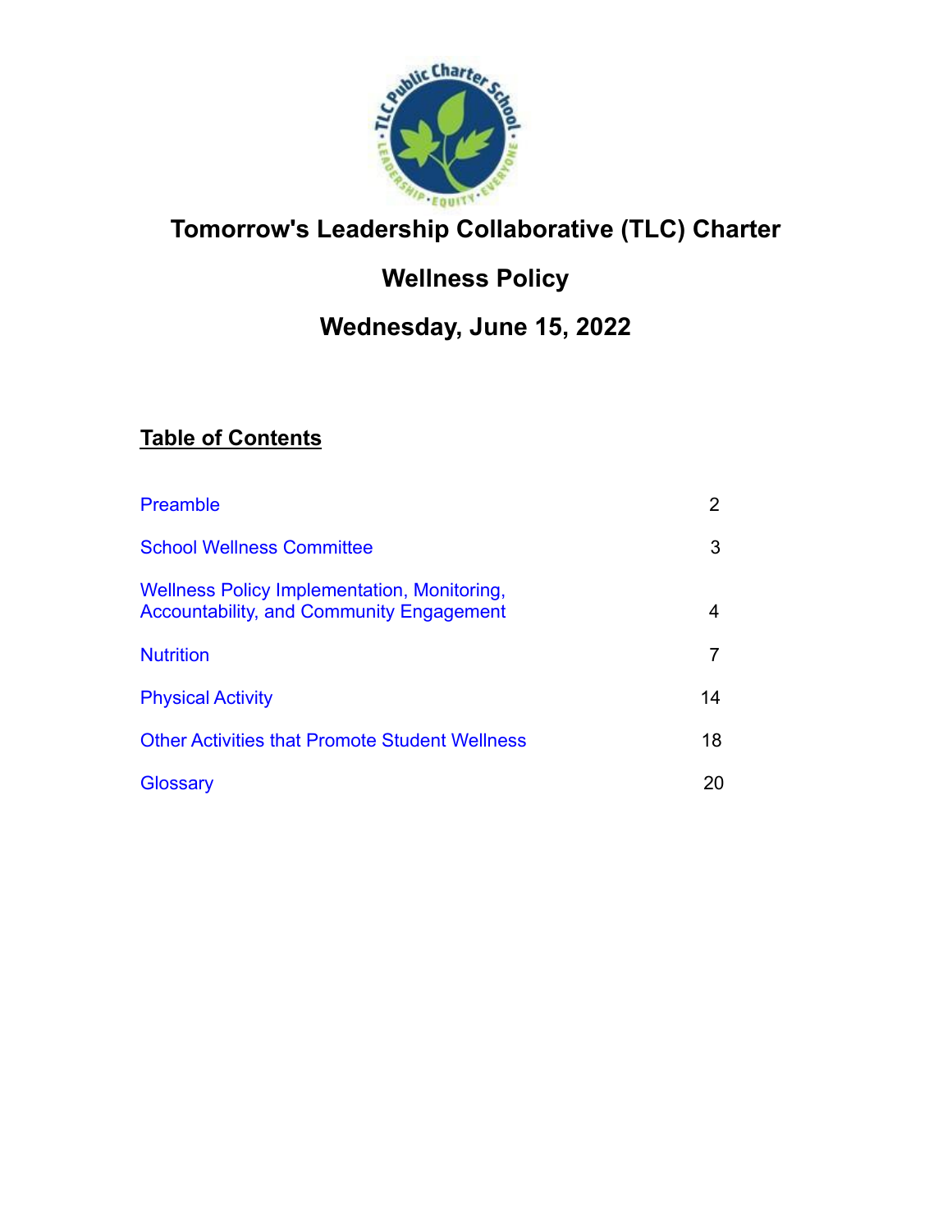# Tomorrow's Leadership Collaborative (TLC) Charter

# Wellness Policy

# Wednesday, June 15, 2022

**Table of Contents**

| | |
|---|---|
| Preamble | 2 |
| School Wellness Committee | 3 |
| Wellness Policy Implementation, Monitoring, Accountability, and Community Engagement | 4 |
| Nutrition | 7 |
| Physical Activity | 14 |
| Other Activities that Promote Student Wellness | 18 |
| Glossary | 20 |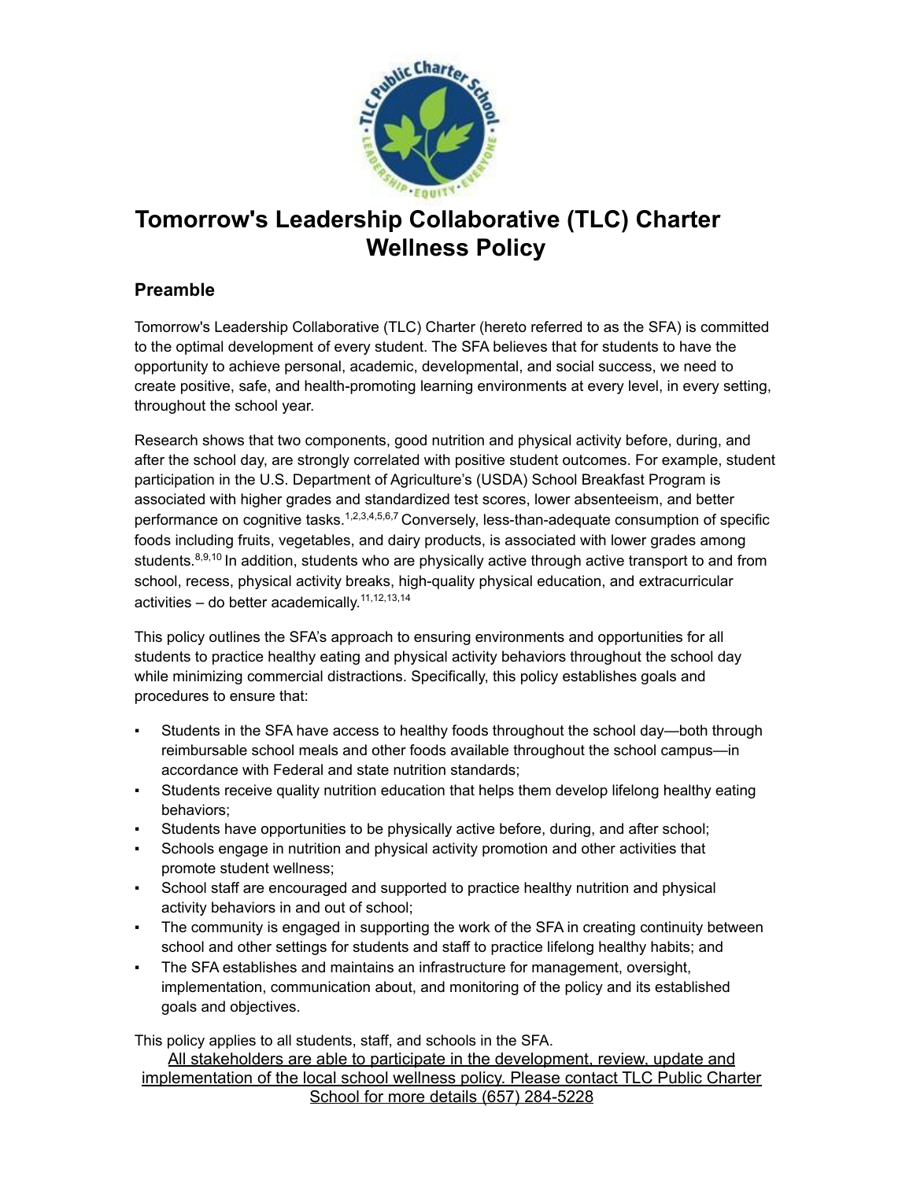# Tomorrow's Leadership Collaborative (TLC) Charter Wellness Policy

## Preamble

Tomorrow's Leadership Collaborative (TLC) Charter (hereto referred to as the SFA) is committed to the optimal development of every student. The SFA believes that for students to have the opportunity to achieve personal, academic, developmental, and social success, we need to create positive, safe, and health-promoting learning environments at every level, in every setting, throughout the school year.

Research shows that two components, good nutrition and physical activity before, during, and after the school day, are strongly correlated with positive student outcomes. For example, student participation in the U.S. Department of Agriculture's (USDA) School Breakfast Program is associated with higher grades and standardized test scores, lower absenteeism, and better performance on cognitive tasks.[1,2,3,4,5,6,7] Conversely, less-than-adequate consumption of specific foods including fruits, vegetables, and dairy products, is associated with lower grades among students.[8,9,10] In addition, students who are physically active through active transport to and from school, recess, physical activity breaks, high-quality physical education, and extracurricular activities – do better academically.[11,12,13,14]

This policy outlines the SFA's approach to ensuring environments and opportunities for all students to practice healthy eating and physical activity behaviors throughout the school day while minimizing commercial distractions. Specifically, this policy establishes goals and procedures to ensure that:

- Students in the SFA have access to healthy foods throughout the school day—both through reimbursable school meals and other foods available throughout the school campus—in accordance with Federal and state nutrition standards;
- Students receive quality nutrition education that helps them develop lifelong healthy eating behaviors;
- Students have opportunities to be physically active before, during, and after school;
- Schools engage in nutrition and physical activity promotion and other activities that promote student wellness;
- School staff are encouraged and supported to practice healthy nutrition and physical activity behaviors in and out of school;
- The community is engaged in supporting the work of the SFA in creating continuity between school and other settings for students and staff to practice lifelong healthy habits; and
- The SFA establishes and maintains an infrastructure for management, oversight, implementation, communication about, and monitoring of the policy and its established goals and objectives.

This policy applies to all students, staff, and schools in the SFA.

All stakeholders are able to participate in the development, review, update and implementation of the local school wellness policy. Please contact TLC Public Charter School for more details (657) 284-5228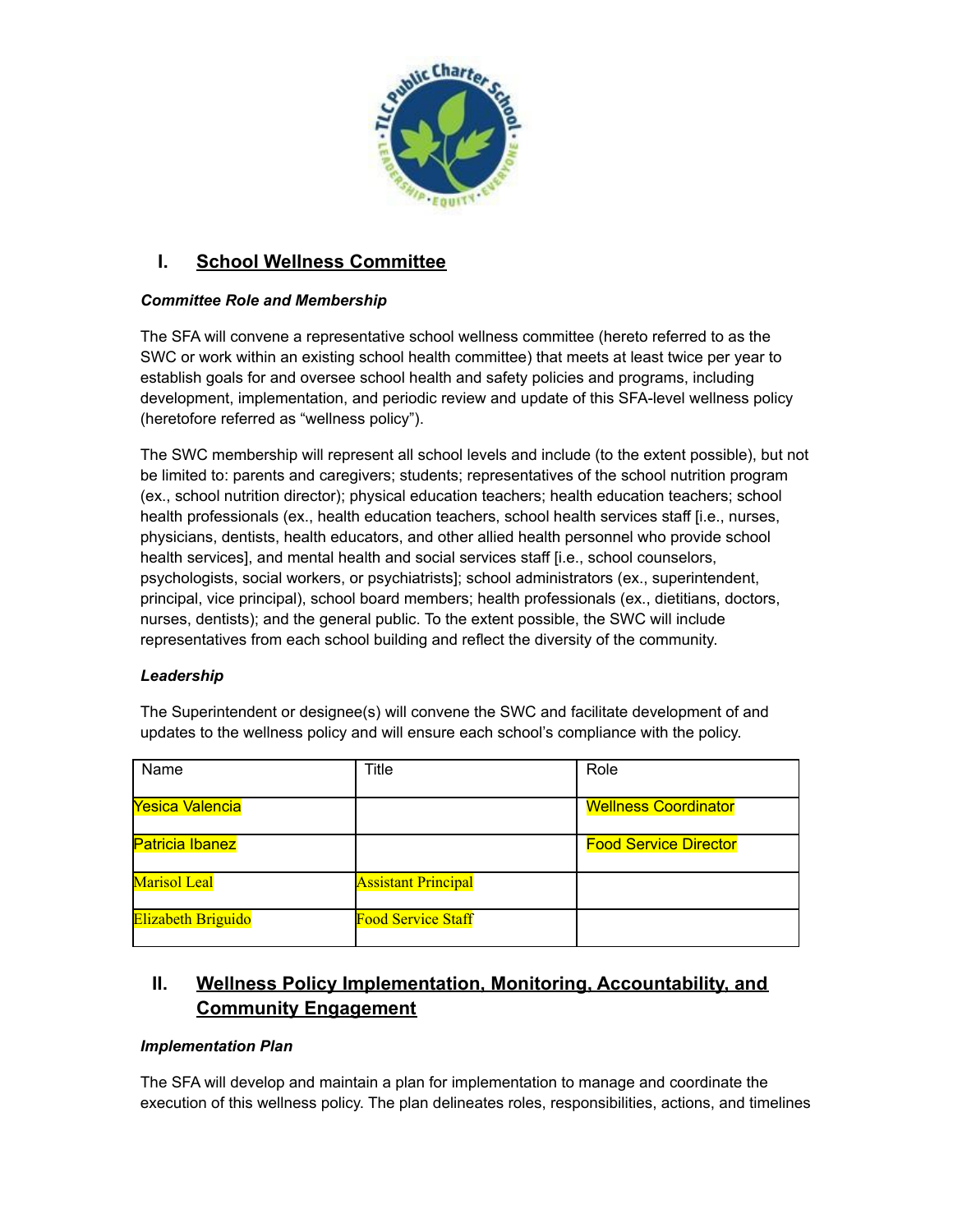## I. School Wellness Committee

***Committee Role and Membership***

The SFA will convene a representative school wellness committee (hereto referred to as the SWC or work within an existing school health committee) that meets at least twice per year to establish goals for and oversee school health and safety policies and programs, including development, implementation, and periodic review and update of this SFA-level wellness policy (heretofore referred as "wellness policy").

The SWC membership will represent all school levels and include (to the extent possible), but not be limited to: parents and caregivers; students; representatives of the school nutrition program (ex., school nutrition director); physical education teachers; health education teachers; school health professionals (ex., health education teachers, school health services staff [i.e., nurses, physicians, dentists, health educators, and other allied health personnel who provide school health services], and mental health and social services staff [i.e., school counselors, psychologists, social workers, or psychiatrists]; school administrators (ex., superintendent, principal, vice principal), school board members; health professionals (ex., dietitians, doctors, nurses, dentists); and the general public. To the extent possible, the SWC will include representatives from each school building and reflect the diversity of the community.

***Leadership***

The Superintendent or designee(s) will convene the SWC and facilitate development of and updates to the wellness policy and will ensure each school's compliance with the policy.

| Name | Title | Role |
|---|---|---|
| Yesica Valencia | | Wellness Coordinator |
| Patricia Ibanez | | Food Service Director |
| Marisol Leal | Assistant Principal | |
| Elizabeth Briguido | Food Service Staff | |

## II. Wellness Policy Implementation, Monitoring, Accountability, and Community Engagement

***Implementation Plan***

The SFA will develop and maintain a plan for implementation to manage and coordinate the execution of this wellness policy. The plan delineates roles, responsibilities, actions, and timelines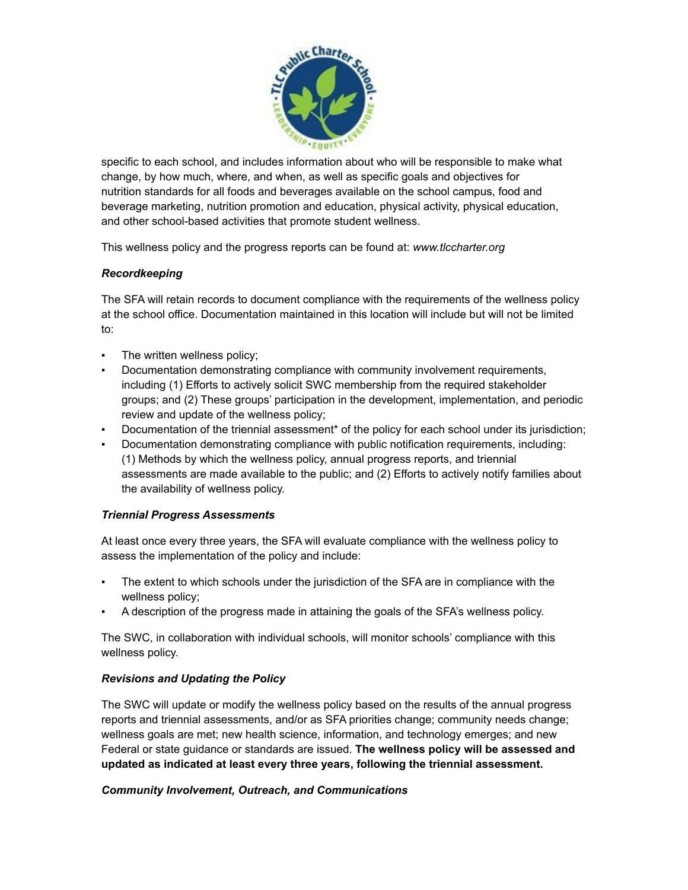specific to each school, and includes information about who will be responsible to make what change, by how much, where, and when, as well as specific goals and objectives for nutrition standards for all foods and beverages available on the school campus, food and beverage marketing, nutrition promotion and education, physical activity, physical education, and other school-based activities that promote student wellness.

This wellness policy and the progress reports can be found at: *www.tlccharter.org*

***Recordkeeping***

The SFA will retain records to document compliance with the requirements of the wellness policy at the school office. Documentation maintained in this location will include but will not be limited to:

- The written wellness policy;
- Documentation demonstrating compliance with community involvement requirements, including (1) Efforts to actively solicit SWC membership from the required stakeholder groups; and (2) These groups' participation in the development, implementation, and periodic review and update of the wellness policy;
- Documentation of the triennial assessment* of the policy for each school under its jurisdiction;
- Documentation demonstrating compliance with public notification requirements, including: (1) Methods by which the wellness policy, annual progress reports, and triennial assessments are made available to the public; and (2) Efforts to actively notify families about the availability of wellness policy.

***Triennial Progress Assessments***

At least once every three years, the SFA will evaluate compliance with the wellness policy to assess the implementation of the policy and include:

- The extent to which schools under the jurisdiction of the SFA are in compliance with the wellness policy;
- A description of the progress made in attaining the goals of the SFA's wellness policy.

The SWC, in collaboration with individual schools, will monitor schools' compliance with this wellness policy.

***Revisions and Updating the Policy***

The SWC will update or modify the wellness policy based on the results of the annual progress reports and triennial assessments, and/or as SFA priorities change; community needs change; wellness goals are met; new health science, information, and technology emerges; and new Federal or state guidance or standards are issued. **The wellness policy will be assessed and updated as indicated at least every three years, following the triennial assessment.**

***Community Involvement, Outreach, and Communications***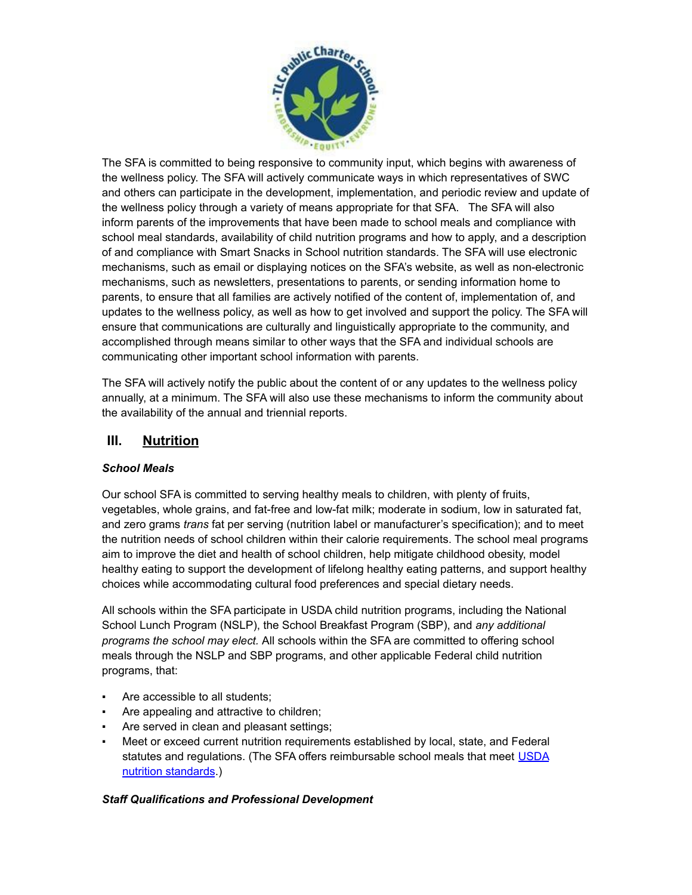The SFA is committed to being responsive to community input, which begins with awareness of the wellness policy. The SFA will actively communicate ways in which representatives of SWC and others can participate in the development, implementation, and periodic review and update of the wellness policy through a variety of means appropriate for that SFA. The SFA will also inform parents of the improvements that have been made to school meals and compliance with school meal standards, availability of child nutrition programs and how to apply, and a description of and compliance with Smart Snacks in School nutrition standards. The SFA will use electronic mechanisms, such as email or displaying notices on the SFA's website, as well as non-electronic mechanisms, such as newsletters, presentations to parents, or sending information home to parents, to ensure that all families are actively notified of the content of, implementation of, and updates to the wellness policy, as well as how to get involved and support the policy. The SFA will ensure that communications are culturally and linguistically appropriate to the community, and accomplished through means similar to other ways that the SFA and individual schools are communicating other important school information with parents.

The SFA will actively notify the public about the content of or any updates to the wellness policy annually, at a minimum. The SFA will also use these mechanisms to inform the community about the availability of the annual and triennial reports.

## III. Nutrition

***School Meals***

Our school SFA is committed to serving healthy meals to children, with plenty of fruits, vegetables, whole grains, and fat-free and low-fat milk; moderate in sodium, low in saturated fat, and zero grams *trans* fat per serving (nutrition label or manufacturer's specification); and to meet the nutrition needs of school children within their calorie requirements. The school meal programs aim to improve the diet and health of school children, help mitigate childhood obesity, model healthy eating to support the development of lifelong healthy eating patterns, and support healthy choices while accommodating cultural food preferences and special dietary needs.

All schools within the SFA participate in USDA child nutrition programs, including the National School Lunch Program (NSLP), the School Breakfast Program (SBP), and *any additional programs the school may elect.* All schools within the SFA are committed to offering school meals through the NSLP and SBP programs, and other applicable Federal child nutrition programs, that:

- Are accessible to all students;
- Are appealing and attractive to children;
- Are served in clean and pleasant settings;
- Meet or exceed current nutrition requirements established by local, state, and Federal statutes and regulations. (The SFA offers reimbursable school meals that meet USDA nutrition standards.)

***Staff Qualifications and Professional Development***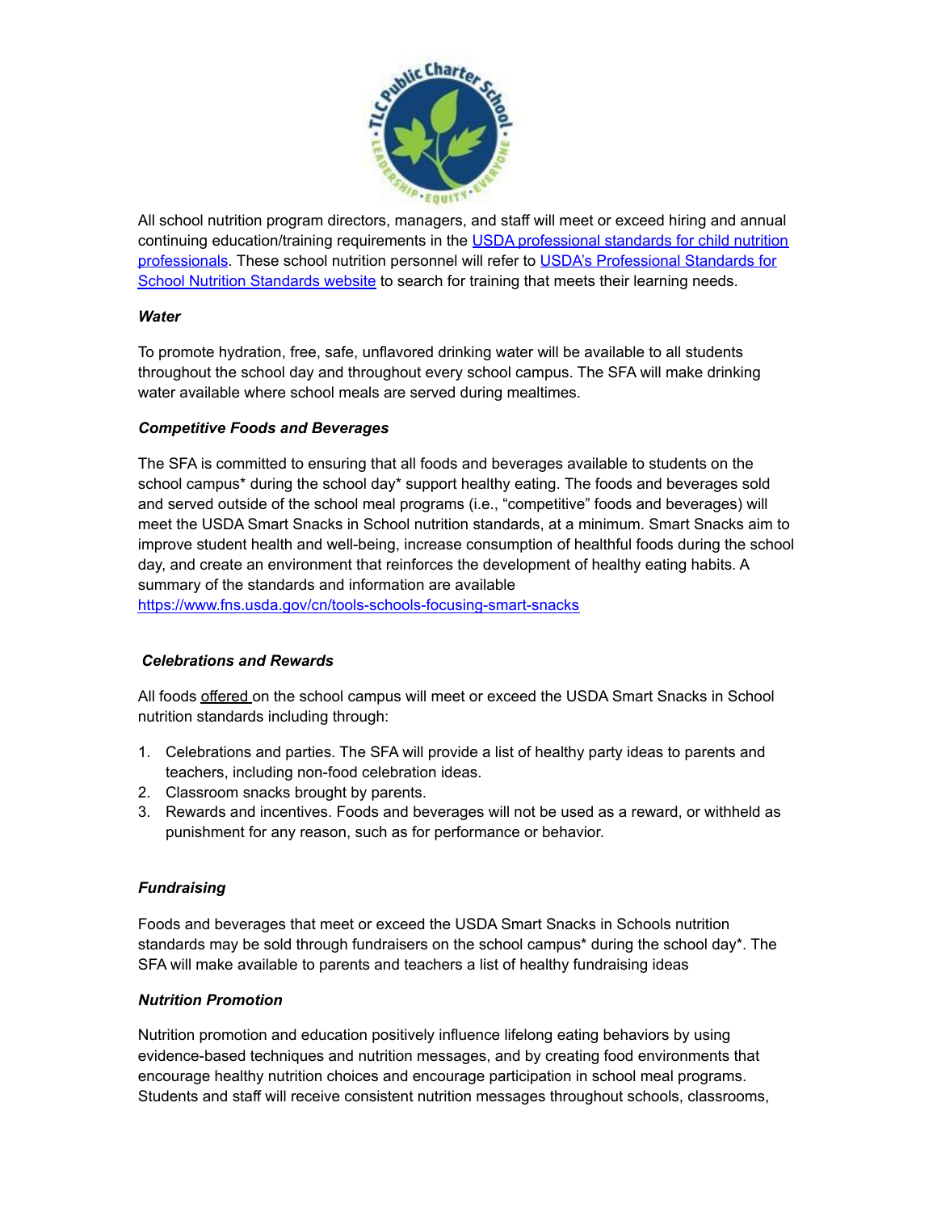All school nutrition program directors, managers, and staff will meet or exceed hiring and annual continuing education/training requirements in the [USDA professional standards for child nutrition professionals](). These school nutrition personnel will refer to [USDA's Professional Standards for School Nutrition Standards website]() to search for training that meets their learning needs.

### *Water*

To promote hydration, free, safe, unflavored drinking water will be available to all students throughout the school day and throughout every school campus. The SFA will make drinking water available where school meals are served during mealtimes.

### *Competitive Foods and Beverages*

The SFA is committed to ensuring that all foods and beverages available to students on the school campus* during the school day* support healthy eating. The foods and beverages sold and served outside of the school meal programs (i.e., "competitive" foods and beverages) will meet the USDA Smart Snacks in School nutrition standards, at a minimum. Smart Snacks aim to improve student health and well-being, increase consumption of healthful foods during the school day, and create an environment that reinforces the development of healthy eating habits. A summary of the standards and information are available
https://www.fns.usda.gov/cn/tools-schools-focusing-smart-snacks

### *Celebrations and Rewards*

All foods offered on the school campus will meet or exceed the USDA Smart Snacks in School nutrition standards including through:

1. Celebrations and parties. The SFA will provide a list of healthy party ideas to parents and teachers, including non-food celebration ideas.
2. Classroom snacks brought by parents.
3. Rewards and incentives. Foods and beverages will not be used as a reward, or withheld as punishment for any reason, such as for performance or behavior.

### *Fundraising*

Foods and beverages that meet or exceed the USDA Smart Snacks in Schools nutrition standards may be sold through fundraisers on the school campus* during the school day*. The SFA will make available to parents and teachers a list of healthy fundraising ideas

### *Nutrition Promotion*

Nutrition promotion and education positively influence lifelong eating behaviors by using evidence-based techniques and nutrition messages, and by creating food environments that encourage healthy nutrition choices and encourage participation in school meal programs. Students and staff will receive consistent nutrition messages throughout schools, classrooms,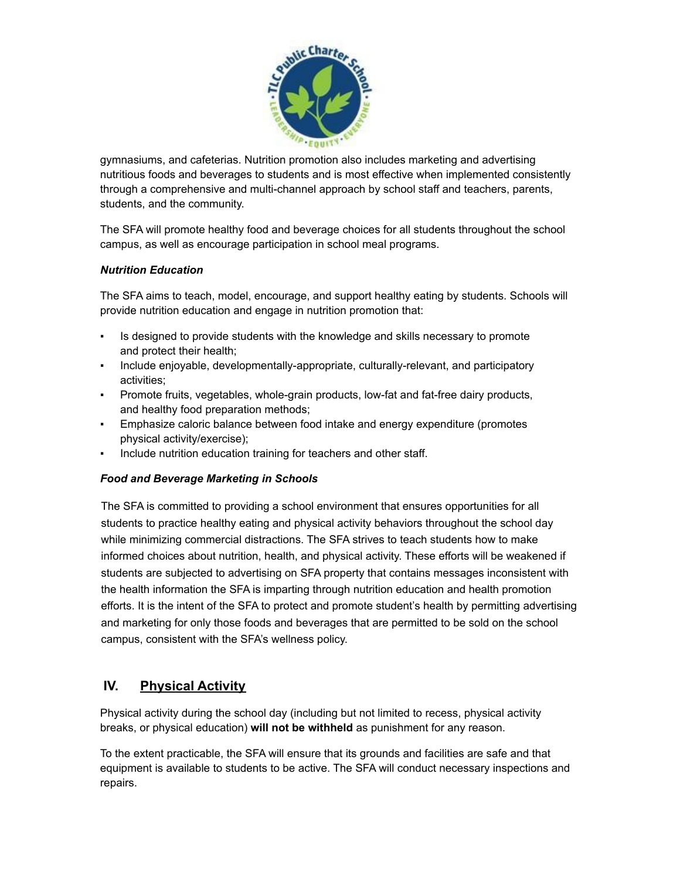gymnasiums, and cafeterias. Nutrition promotion also includes marketing and advertising nutritious foods and beverages to students and is most effective when implemented consistently through a comprehensive and multi-channel approach by school staff and teachers, parents, students, and the community.

The SFA will promote healthy food and beverage choices for all students throughout the school campus, as well as encourage participation in school meal programs.

***Nutrition Education***

The SFA aims to teach, model, encourage, and support healthy eating by students. Schools will provide nutrition education and engage in nutrition promotion that:

- Is designed to provide students with the knowledge and skills necessary to promote and protect their health;
- Include enjoyable, developmentally-appropriate, culturally-relevant, and participatory activities;
- Promote fruits, vegetables, whole-grain products, low-fat and fat-free dairy products, and healthy food preparation methods;
- Emphasize caloric balance between food intake and energy expenditure (promotes physical activity/exercise);
- Include nutrition education training for teachers and other staff.

***Food and Beverage Marketing in Schools***

The SFA is committed to providing a school environment that ensures opportunities for all students to practice healthy eating and physical activity behaviors throughout the school day while minimizing commercial distractions. The SFA strives to teach students how to make informed choices about nutrition, health, and physical activity. These efforts will be weakened if students are subjected to advertising on SFA property that contains messages inconsistent with the health information the SFA is imparting through nutrition education and health promotion efforts. It is the intent of the SFA to protect and promote student's health by permitting advertising and marketing for only those foods and beverages that are permitted to be sold on the school campus, consistent with the SFA's wellness policy.

## IV. Physical Activity

Physical activity during the school day (including but not limited to recess, physical activity breaks, or physical education) **will not be withheld** as punishment for any reason.

To the extent practicable, the SFA will ensure that its grounds and facilities are safe and that equipment is available to students to be active. The SFA will conduct necessary inspections and repairs.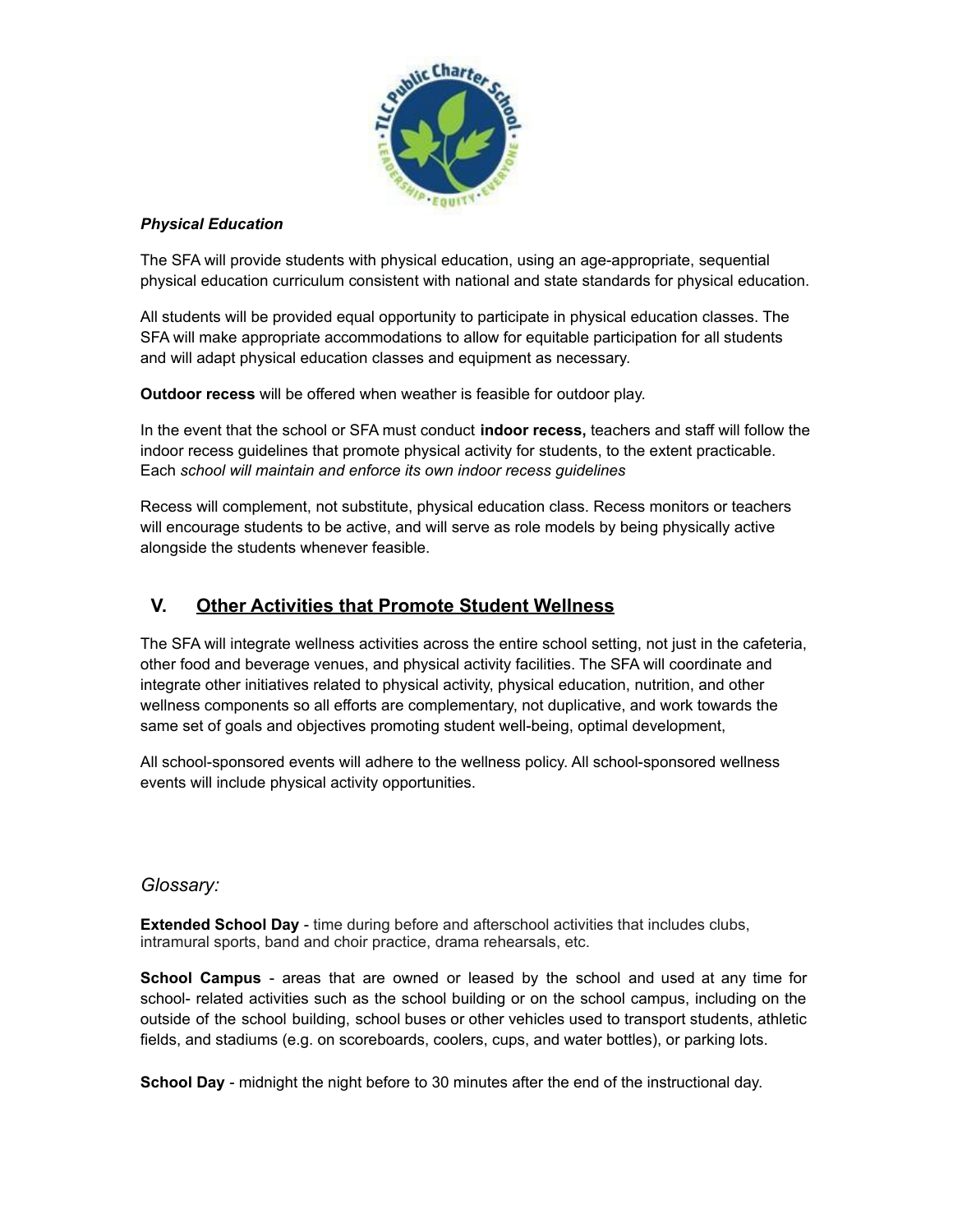***Physical Education***

The SFA will provide students with physical education, using an age-appropriate, sequential physical education curriculum consistent with national and state standards for physical education.

All students will be provided equal opportunity to participate in physical education classes. The SFA will make appropriate accommodations to allow for equitable participation for all students and will adapt physical education classes and equipment as necessary.

**Outdoor recess** will be offered when weather is feasible for outdoor play.

In the event that the school or SFA must conduct **indoor recess,** teachers and staff will follow the indoor recess guidelines that promote physical activity for students, to the extent practicable. Each *school will maintain and enforce its own indoor recess guidelines*

Recess will complement, not substitute, physical education class. Recess monitors or teachers will encourage students to be active, and will serve as role models by being physically active alongside the students whenever feasible.

## V. <u>Other Activities that Promote Student Wellness</u>

The SFA will integrate wellness activities across the entire school setting, not just in the cafeteria, other food and beverage venues, and physical activity facilities. The SFA will coordinate and integrate other initiatives related to physical activity, physical education, nutrition, and other wellness components so all efforts are complementary, not duplicative, and work towards the same set of goals and objectives promoting student well-being, optimal development,

All school-sponsored events will adhere to the wellness policy. All school-sponsored wellness events will include physical activity opportunities.

*Glossary:*

**Extended School Day** - time during before and afterschool activities that includes clubs, intramural sports, band and choir practice, drama rehearsals, etc.

**School Campus** - areas that are owned or leased by the school and used at any time for school- related activities such as the school building or on the school campus, including on the outside of the school building, school buses or other vehicles used to transport students, athletic fields, and stadiums (e.g. on scoreboards, coolers, cups, and water bottles), or parking lots.

**School Day** - midnight the night before to 30 minutes after the end of the instructional day.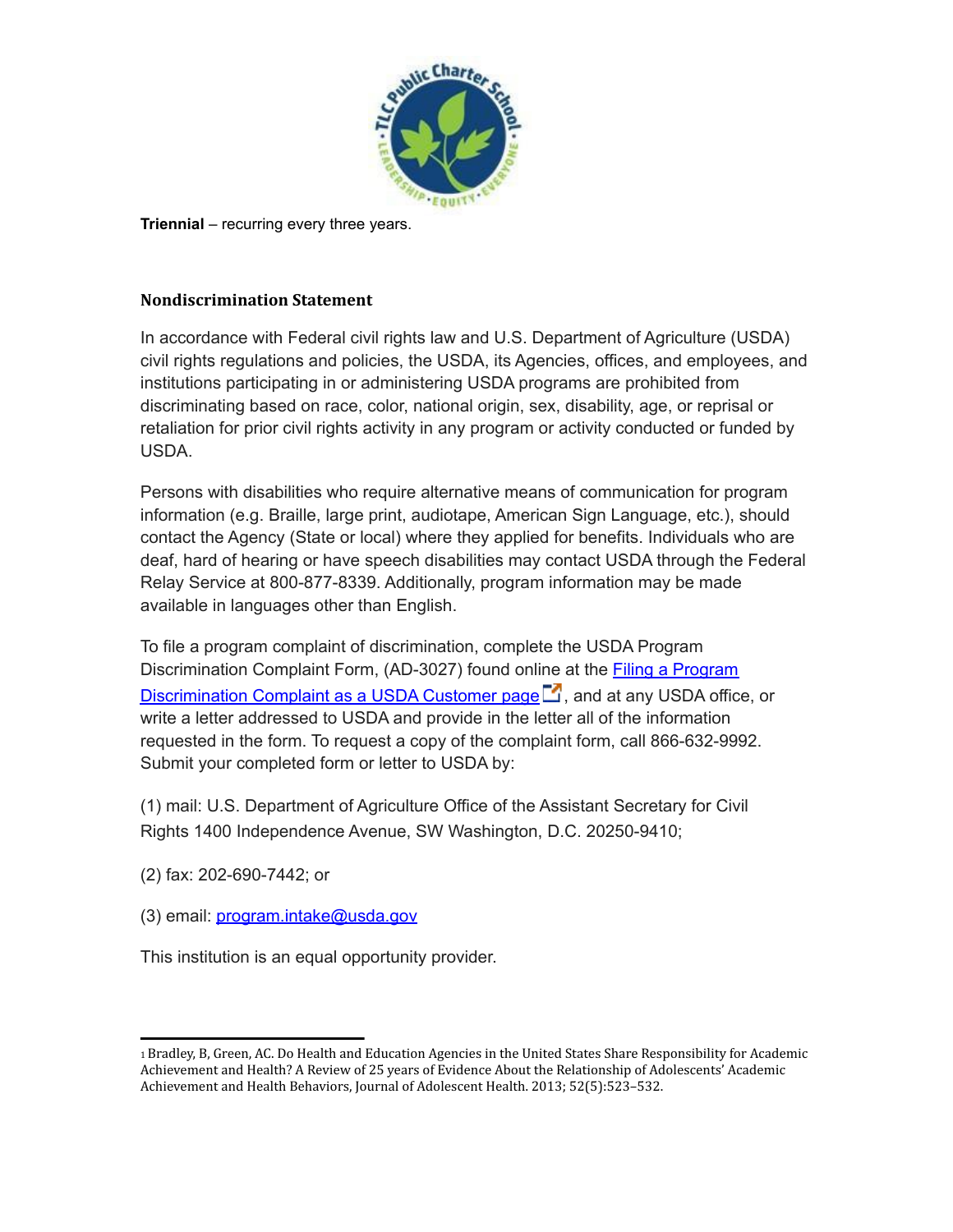**Triennial** – recurring every three years.

### Nondiscrimination Statement

In accordance with Federal civil rights law and U.S. Department of Agriculture (USDA) civil rights regulations and policies, the USDA, its Agencies, offices, and employees, and institutions participating in or administering USDA programs are prohibited from discriminating based on race, color, national origin, sex, disability, age, or reprisal or retaliation for prior civil rights activity in any program or activity conducted or funded by USDA.

Persons with disabilities who require alternative means of communication for program information (e.g. Braille, large print, audiotape, American Sign Language, etc.), should contact the Agency (State or local) where they applied for benefits. Individuals who are deaf, hard of hearing or have speech disabilities may contact USDA through the Federal Relay Service at 800-877-8339. Additionally, program information may be made available in languages other than English.

To file a program complaint of discrimination, complete the USDA Program Discrimination Complaint Form, (AD-3027) found online at the Filing a Program Discrimination Complaint as a USDA Customer page, and at any USDA office, or write a letter addressed to USDA and provide in the letter all of the information requested in the form. To request a copy of the complaint form, call 866-632-9992. Submit your completed form or letter to USDA by:

(1) mail: U.S. Department of Agriculture Office of the Assistant Secretary for Civil Rights 1400 Independence Avenue, SW Washington, D.C. 20250-9410;

(2) fax: 202-690-7442; or

(3) email: program.intake@usda.gov

This institution is an equal opportunity provider.

---

[1] Bradley, B, Green, AC. Do Health and Education Agencies in the United States Share Responsibility for Academic Achievement and Health? A Review of 25 years of Evidence About the Relationship of Adolescents' Academic Achievement and Health Behaviors, Journal of Adolescent Health. 2013; 52(5):523–532.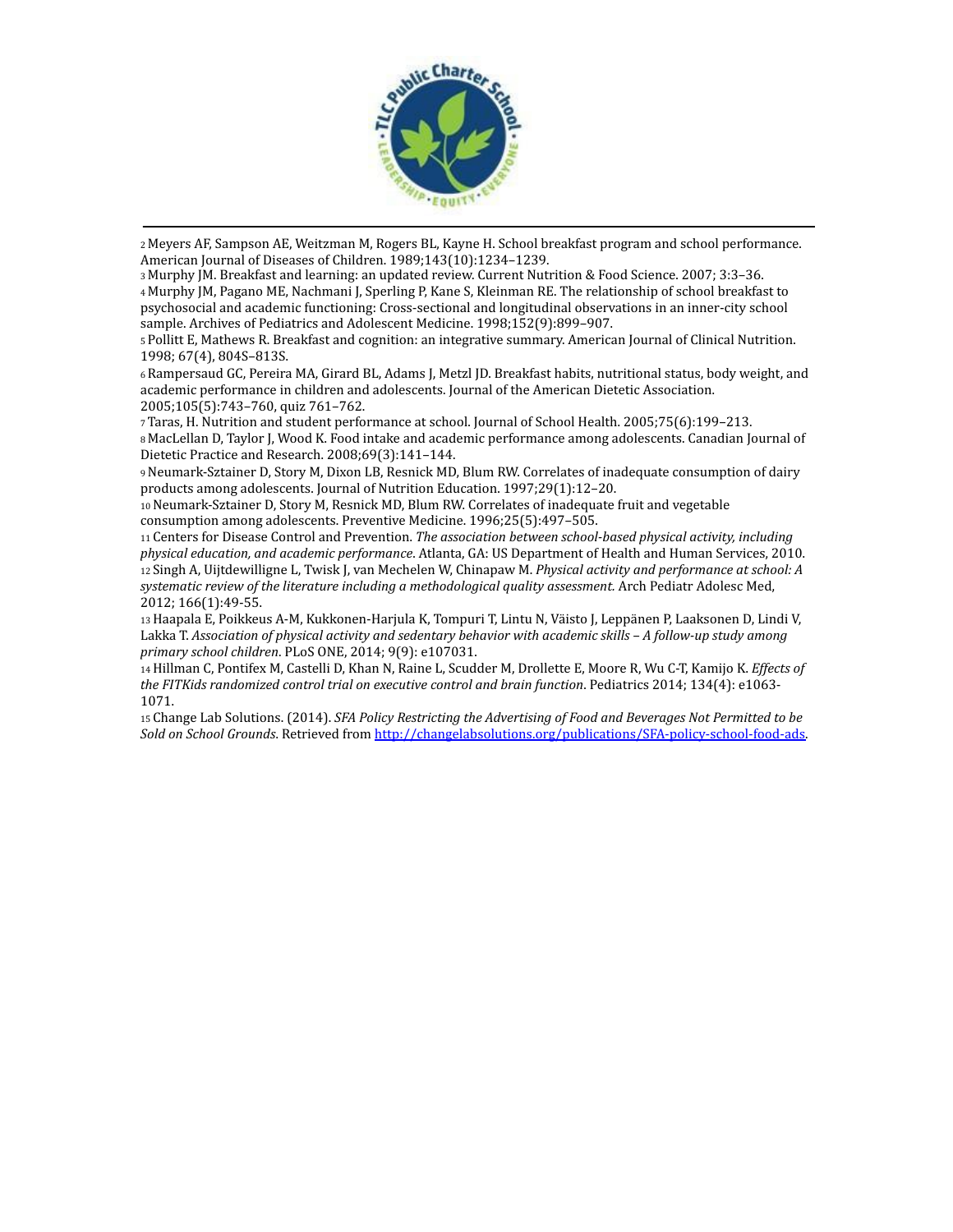[2] Meyers AF, Sampson AE, Weitzman M, Rogers BL, Kayne H. School breakfast program and school performance. American Journal of Diseases of Children. 1989;143(10):1234–1239.

[3] Murphy JM. Breakfast and learning: an updated review. Current Nutrition & Food Science. 2007; 3:3–36.

[4] Murphy JM, Pagano ME, Nachmani J, Sperling P, Kane S, Kleinman RE. The relationship of school breakfast to psychosocial and academic functioning: Cross-sectional and longitudinal observations in an inner-city school sample. Archives of Pediatrics and Adolescent Medicine. 1998;152(9):899–907.

[5] Pollitt E, Mathews R. Breakfast and cognition: an integrative summary. American Journal of Clinical Nutrition. 1998; 67(4), 804S–813S.

[6] Rampersaud GC, Pereira MA, Girard BL, Adams J, Metzl JD. Breakfast habits, nutritional status, body weight, and academic performance in children and adolescents. Journal of the American Dietetic Association. 2005;105(5):743–760, quiz 761–762.

[7] Taras, H. Nutrition and student performance at school. Journal of School Health. 2005;75(6):199–213.

[8] MacLellan D, Taylor J, Wood K. Food intake and academic performance among adolescents. Canadian Journal of Dietetic Practice and Research. 2008;69(3):141–144.

[9] Neumark-Sztainer D, Story M, Dixon LB, Resnick MD, Blum RW. Correlates of inadequate consumption of dairy products among adolescents. Journal of Nutrition Education. 1997;29(1):12–20.

[10] Neumark-Sztainer D, Story M, Resnick MD, Blum RW. Correlates of inadequate fruit and vegetable consumption among adolescents. Preventive Medicine. 1996;25(5):497–505.

[11] Centers for Disease Control and Prevention. *The association between school-based physical activity, including physical education, and academic performance*. Atlanta, GA: US Department of Health and Human Services, 2010.

[12] Singh A, Uijtdewilligne L, Twisk J, van Mechelen W, Chinapaw M. *Physical activity and performance at school: A systematic review of the literature including a methodological quality assessment.* Arch Pediatr Adolesc Med, 2012; 166(1):49-55.

[13] Haapala E, Poikkeus A-M, Kukkonen-Harjula K, Tompuri T, Lintu N, Väisto J, Leppänen P, Laaksonen D, Lindi V, Lakka T. *Association of physical activity and sedentary behavior with academic skills – A follow-up study among primary school children*. PLoS ONE, 2014; 9(9): e107031.

[14] Hillman C, Pontifex M, Castelli D, Khan N, Raine L, Scudder M, Drollette E, Moore R, Wu C-T, Kamijo K. *Effects of the FITKids randomized control trial on executive control and brain function*. Pediatrics 2014; 134(4): e1063-1071.

[15] Change Lab Solutions. (2014). *SFA Policy Restricting the Advertising of Food and Beverages Not Permitted to be Sold on School Grounds*. Retrieved from http://changelabsolutions.org/publications/SFA-policy-school-food-ads.